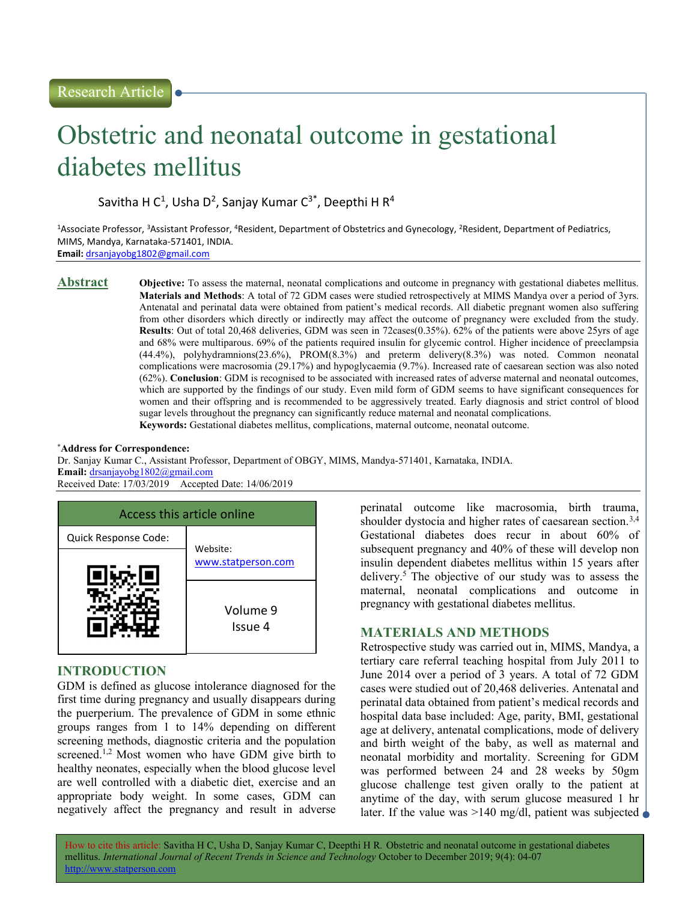Research Article

# Obstetric and neonatal outcome in gestational diabetes mellitus

Savitha H C[1], Usha D[2], Sanjay Kumar C[3*], Deepthi H R[4]

[1]Associate Professor, [3]Assistant Professor, [4]Resident, Department of Obstetrics and Gynecology, [2]Resident, Department of Pediatrics, MIMS, Mandya, Karnataka-571401, INDIA.

**Email:** drsanjayobg1802@gmail.com

## Abstract

**Objective:** To assess the maternal, neonatal complications and outcome in pregnancy with gestational diabetes mellitus. **Materials and Methods**: A total of 72 GDM cases were studied retrospectively at MIMS Mandya over a period of 3yrs. Antenatal and perinatal data were obtained from patient's medical records. All diabetic pregnant women also suffering from other disorders which directly or indirectly may affect the outcome of pregnancy were excluded from the study. **Results**: Out of total 20,468 deliveries, GDM was seen in 72cases(0.35%). 62% of the patients were above 25yrs of age and 68% were multiparous. 69% of the patients required insulin for glycemic control. Higher incidence of preeclampsia (44.4%), polyhydramnions(23.6%), PROM(8.3%) and preterm delivery(8.3%) was noted. Common neonatal complications were macrosomia (29.17%) and hypoglycaemia (9.7%). Increased rate of caesarean section was also noted (62%). **Conclusion**: GDM is recognised to be associated with increased rates of adverse maternal and neonatal outcomes, which are supported by the findings of our study. Even mild form of GDM seems to have significant consequences for women and their offspring and is recommended to be aggressively treated. Early diagnosis and strict control of blood sugar levels throughout the pregnancy can significantly reduce maternal and neonatal complications.

**Keywords:** Gestational diabetes mellitus, complications, maternal outcome, neonatal outcome.

**\*Address for Correspondence:**
Dr. Sanjay Kumar C., Assistant Professor, Department of OBGY, MIMS, Mandya-571401, Karnataka, INDIA.
**Email:** drsanjayobg1802@gmail.com
Received Date: 17/03/2019 Accepted Date: 14/06/2019

| Access this article online | |
|---|---|
| Quick Response Code: | Website: www.statperson.com |
| | Volume 9 Issue 4 |

## INTRODUCTION

GDM is defined as glucose intolerance diagnosed for the first time during pregnancy and usually disappears during the puerperium. The prevalence of GDM in some ethnic groups ranges from 1 to 14% depending on different screening methods, diagnostic criteria and the population screened.[1,2] Most women who have GDM give birth to healthy neonates, especially when the blood glucose level are well controlled with a diabetic diet, exercise and an appropriate body weight. In some cases, GDM can negatively affect the pregnancy and result in adverse perinatal outcome like macrosomia, birth trauma, shoulder dystocia and higher rates of caesarean section.[3,4] Gestational diabetes does recur in about 60% of subsequent pregnancy and 40% of these will develop non insulin dependent diabetes mellitus within 15 years after delivery.[5] The objective of our study was to assess the maternal, neonatal complications and outcome in pregnancy with gestational diabetes mellitus.

## MATERIALS AND METHODS

Retrospective study was carried out in, MIMS, Mandya, a tertiary care referral teaching hospital from July 2011 to June 2014 over a period of 3 years. A total of 72 GDM cases were studied out of 20,468 deliveries. Antenatal and perinatal data obtained from patient's medical records and hospital data base included: Age, parity, BMI, gestational age at delivery, antenatal complications, mode of delivery and birth weight of the baby, as well as maternal and neonatal morbidity and mortality. Screening for GDM was performed between 24 and 28 weeks by 50gm glucose challenge test given orally to the patient at anytime of the day, with serum glucose measured 1 hr later. If the value was >140 mg/dl, patient was subjected

How to cite this article: Savitha H C, Usha D, Sanjay Kumar C, Deepthi H R. Obstetric and neonatal outcome in gestational diabetes mellitus. *International Journal of Recent Trends in Science and Technology* October to December 2019; 9(4): 04-07 http://www.statperson.com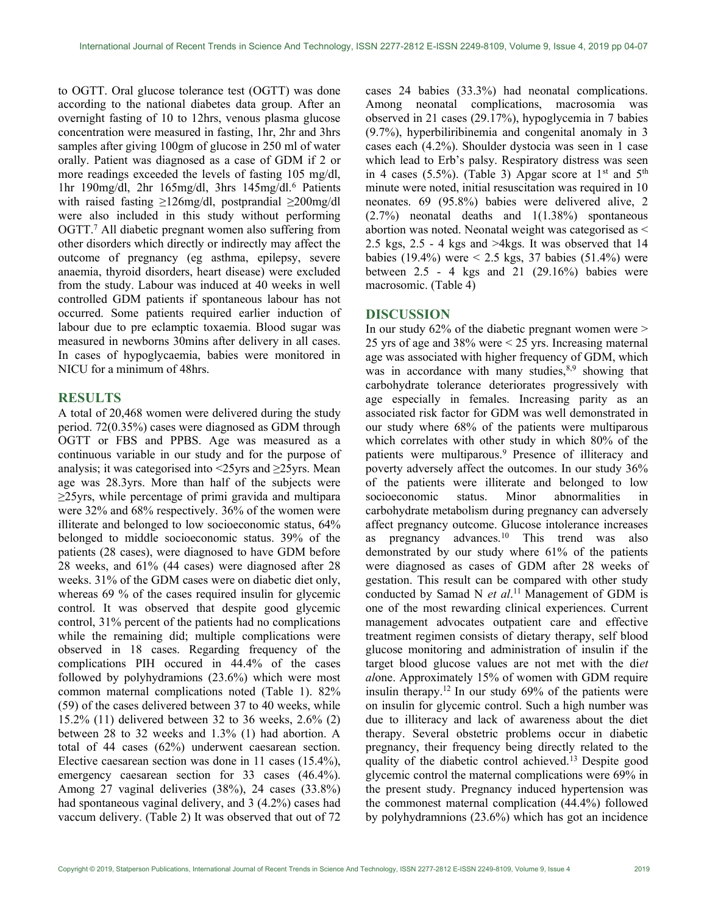to OGTT. Oral glucose tolerance test (OGTT) was done according to the national diabetes data group. After an overnight fasting of 10 to 12hrs, venous plasma glucose concentration were measured in fasting, 1hr, 2hr and 3hrs samples after giving 100gm of glucose in 250 ml of water orally. Patient was diagnosed as a case of GDM if 2 or more readings exceeded the levels of fasting 105 mg/dl, 1hr 190mg/dl, 2hr 165mg/dl, 3hrs 145mg/dl.[6] Patients with raised fasting ≥126mg/dl, postprandial ≥200mg/dl were also included in this study without performing OGTT.[7] All diabetic pregnant women also suffering from other disorders which directly or indirectly may affect the outcome of pregnancy (eg asthma, epilepsy, severe anaemia, thyroid disorders, heart disease) were excluded from the study. Labour was induced at 40 weeks in well controlled GDM patients if spontaneous labour has not occurred. Some patients required earlier induction of labour due to pre eclamptic toxaemia. Blood sugar was measured in newborns 30mins after delivery in all cases. In cases of hypoglycaemia, babies were monitored in NICU for a minimum of 48hrs.

## RESULTS

A total of 20,468 women were delivered during the study period. 72(0.35%) cases were diagnosed as GDM through OGTT or FBS and PPBS. Age was measured as a continuous variable in our study and for the purpose of analysis; it was categorised into <25yrs and ≥25yrs. Mean age was 28.3yrs. More than half of the subjects were ≥25yrs, while percentage of primi gravida and multipara were 32% and 68% respectively. 36% of the women were illiterate and belonged to low socioeconomic status, 64% belonged to middle socioeconomic status. 39% of the patients (28 cases), were diagnosed to have GDM before 28 weeks, and 61% (44 cases) were diagnosed after 28 weeks. 31% of the GDM cases were on diabetic diet only, whereas 69 % of the cases required insulin for glycemic control. It was observed that despite good glycemic control, 31% percent of the patients had no complications while the remaining did; multiple complications were observed in 18 cases. Regarding frequency of the complications PIH occured in 44.4% of the cases followed by polyhydramions (23.6%) which were most common maternal complications noted (Table 1). 82% (59) of the cases delivered between 37 to 40 weeks, while 15.2% (11) delivered between 32 to 36 weeks, 2.6% (2) between 28 to 32 weeks and 1.3% (1) had abortion. A total of 44 cases (62%) underwent caesarean section. Elective caesarean section was done in 11 cases (15.4%), emergency caesarean section for 33 cases (46.4%). Among 27 vaginal deliveries (38%), 24 cases (33.8%) had spontaneous vaginal delivery, and 3 (4.2%) cases had vaccum delivery. (Table 2) It was observed that out of 72 cases 24 babies (33.3%) had neonatal complications. Among neonatal complications, macrosomia was observed in 21 cases (29.17%), hypoglycemia in 7 babies (9.7%), hyperbiliribinemia and congenital anomaly in 3 cases each (4.2%). Shoulder dystocia was seen in 1 case which lead to Erb's palsy. Respiratory distress was seen in 4 cases (5.5%). (Table 3) Apgar score at 1st and 5th minute were noted, initial resuscitation was required in 10 neonates. 69 (95.8%) babies were delivered alive, 2 (2.7%) neonatal deaths and 1(1.38%) spontaneous abortion was noted. Neonatal weight was categorised as < 2.5 kgs, 2.5 - 4 kgs and >4kgs. It was observed that 14 babies (19.4%) were < 2.5 kgs, 37 babies (51.4%) were between 2.5 - 4 kgs and 21 (29.16%) babies were macrosomic. (Table 4)

## DISCUSSION

In our study 62% of the diabetic pregnant women were > 25 yrs of age and 38% were < 25 yrs. Increasing maternal age was associated with higher frequency of GDM, which was in accordance with many studies,[8,9] showing that carbohydrate tolerance deteriorates progressively with age especially in females. Increasing parity as an associated risk factor for GDM was well demonstrated in our study where 68% of the patients were multiparous which correlates with other study in which 80% of the patients were multiparous.[9] Presence of illiteracy and poverty adversely affect the outcomes. In our study 36% of the patients were illiterate and belonged to low socioeconomic status. Minor abnormalities in carbohydrate metabolism during pregnancy can adversely affect pregnancy outcome. Glucose intolerance increases as pregnancy advances.[10] This trend was also demonstrated by our study where 61% of the patients were diagnosed as cases of GDM after 28 weeks of gestation. This result can be compared with other study conducted by Samad N *et al*.[11] Management of GDM is one of the most rewarding clinical experiences. Current management advocates outpatient care and effective treatment regimen consists of dietary therapy, self blood glucose monitoring and administration of insulin if the target blood glucose values are not met with the di*et al*one. Approximately 15% of women with GDM require insulin therapy.[12] In our study 69% of the patients were on insulin for glycemic control. Such a high number was due to illiteracy and lack of awareness about the diet therapy. Several obstetric problems occur in diabetic pregnancy, their frequency being directly related to the quality of the diabetic control achieved.[13] Despite good glycemic control the maternal complications were 69% in the present study. Pregnancy induced hypertension was the commonest maternal complication (44.4%) followed by polyhydramnions (23.6%) which has got an incidence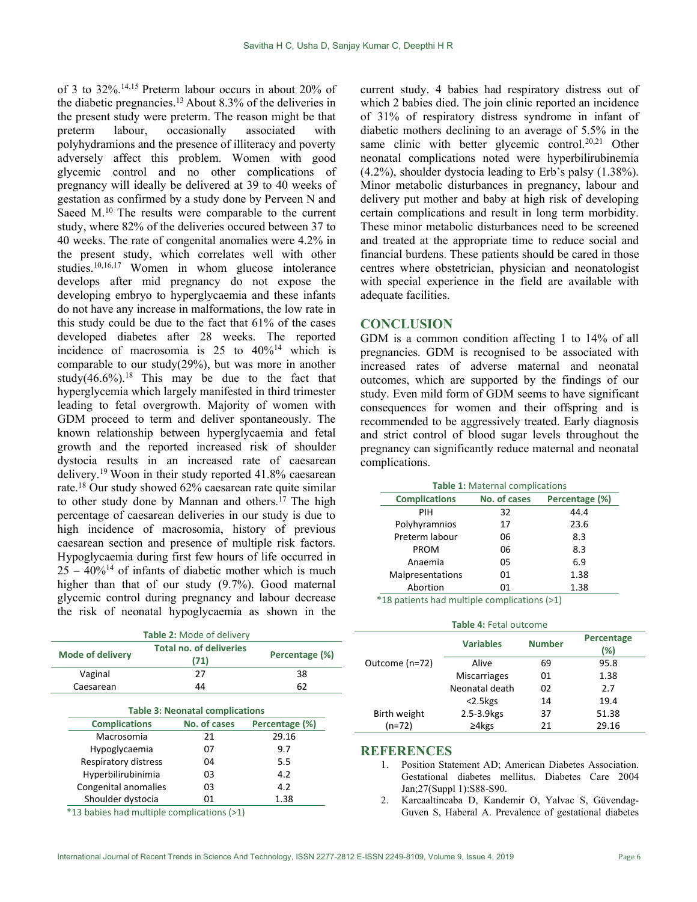of 3 to 32%.[14,15] Preterm labour occurs in about 20% of the diabetic pregnancies.[13] About 8.3% of the deliveries in the present study were preterm. The reason might be that preterm labour, occasionally associated with polyhydramions and the presence of illiteracy and poverty adversely affect this problem. Women with good glycemic control and no other complications of pregnancy will ideally be delivered at 39 to 40 weeks of gestation as confirmed by a study done by Perveen N and Saeed M.[10] The results were comparable to the current study, where 82% of the deliveries occured between 37 to 40 weeks. The rate of congenital anomalies were 4.2% in the present study, which correlates well with other studies.[10,16,17] Women in whom glucose intolerance develops after mid pregnancy do not expose the developing embryo to hyperglycaemia and these infants do not have any increase in malformations, the low rate in this study could be due to the fact that 61% of the cases developed diabetes after 28 weeks. The reported incidence of macrosomia is 25 to 40%[14] which is comparable to our study(29%), but was more in another study(46.6%).[18] This may be due to the fact that hyperglycemia which largely manifested in third trimester leading to fetal overgrowth. Majority of women with GDM proceed to term and deliver spontaneously. The known relationship between hyperglycaemia and fetal growth and the reported increased risk of shoulder dystocia results in an increased rate of caesarean delivery.[19] Woon in their study reported 41.8% caesarean rate.[18] Our study showed 62% caesarean rate quite similar to other study done by Mannan and others.[17] The high percentage of caesarean deliveries in our study is due to high incidence of macrosomia, history of previous caesarean section and presence of multiple risk factors. Hypoglycaemia during first few hours of life occurred in 25 – 40%[14] of infants of diabetic mother which is much higher than that of our study (9.7%). Good maternal glycemic control during pregnancy and labour decrease the risk of neonatal hypoglycaemia as shown in the current study. 4 babies had respiratory distress out of which 2 babies died. The join clinic reported an incidence of 31% of respiratory distress syndrome in infant of diabetic mothers declining to an average of 5.5% in the same clinic with better glycemic control.[20,21] Other neonatal complications noted were hyperbilirubinemia (4.2%), shoulder dystocia leading to Erb's palsy (1.38%). Minor metabolic disturbances in pregnancy, labour and delivery put mother and baby at high risk of developing certain complications and result in long term morbidity. These minor metabolic disturbances need to be screened and treated at the appropriate time to reduce social and financial burdens. These patients should be cared in those centres where obstetrician, physician and neonatologist with special experience in the field are available with adequate facilities.

## CONCLUSION

GDM is a common condition affecting 1 to 14% of all pregnancies. GDM is recognised to be associated with increased rates of adverse maternal and neonatal outcomes, which are supported by the findings of our study. Even mild form of GDM seems to have significant consequences for women and their offspring and is recommended to be aggressively treated. Early diagnosis and strict control of blood sugar levels throughout the pregnancy can significantly reduce maternal and neonatal complications.

**Table 1:** Maternal complications

| Complications | No. of cases | Percentage (%) |
|---|---|---|
| PIH | 32 | 44.4 |
| Polyhyramnios | 17 | 23.6 |
| Preterm labour | 06 | 8.3 |
| PROM | 06 | 8.3 |
| Anaemia | 05 | 6.9 |
| Malpresentations | 01 | 1.38 |
| Abortion | 01 | 1.38 |

*18 patients had multiple complications (>1)

**Table 2:** Mode of delivery

| Mode of delivery | Total no. of deliveries (71) | Percentage (%) |
|---|---|---|
| Vaginal | 27 | 38 |
| Caesarean | 44 | 62 |

**Table 3: Neonatal complications**

| Complications | No. of cases | Percentage (%) |
|---|---|---|
| Macrosomia | 21 | 29.16 |
| Hypoglycaemia | 07 | 9.7 |
| Respiratory distress | 04 | 5.5 |
| Hyperbilirubinimia | 03 | 4.2 |
| Congenital anomalies | 03 | 4.2 |
| Shoulder dystocia | 01 | 1.38 |

*13 babies had multiple complications (>1)

**Table 4:** Fetal outcome

| | Variables | Number | Percentage (%) |
|---|---|---|---|
| Outcome (n=72) | Alive | 69 | 95.8 |
| | Miscarriages | 01 | 1.38 |
| | Neonatal death | 02 | 2.7 |
| Birth weight (n=72) | <2.5kgs | 14 | 19.4 |
| | 2.5-3.9kgs | 37 | 51.38 |
| | ≥4kgs | 21 | 29.16 |

## REFERENCES

1. Position Statement AD; American Diabetes Association. Gestational diabetes mellitus. Diabetes Care 2004 Jan;27(Suppl 1):S88-S90.
2. Karcaaltincaba D, Kandemir O, Yalvac S, Güvendag-Guven S, Haberal A. Prevalence of gestational diabetes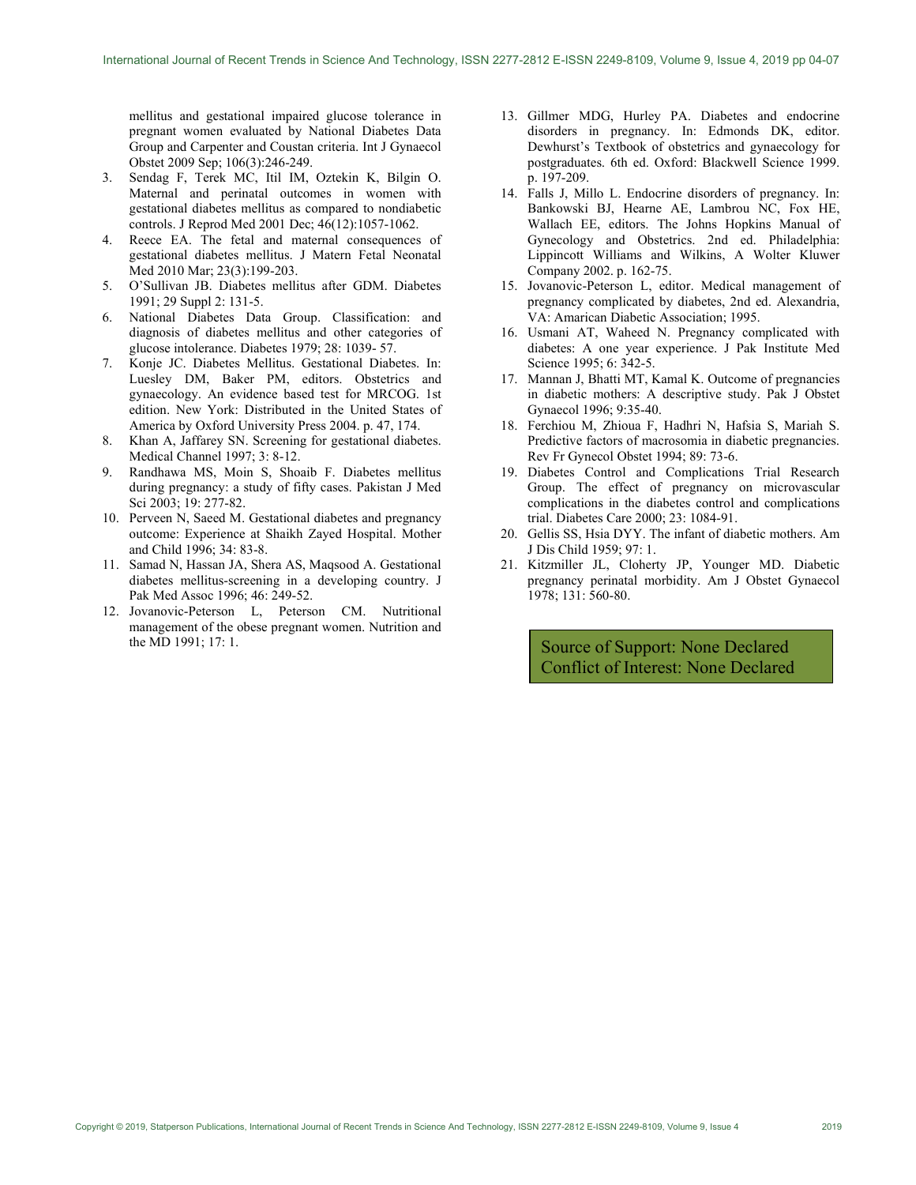mellitus and gestational impaired glucose tolerance in pregnant women evaluated by National Diabetes Data Group and Carpenter and Coustan criteria. Int J Gynaecol Obstet 2009 Sep; 106(3):246-249.

3. Sendag F, Terek MC, Itil IM, Oztekin K, Bilgin O. Maternal and perinatal outcomes in women with gestational diabetes mellitus as compared to nondiabetic controls. J Reprod Med 2001 Dec; 46(12):1057-1062.
4. Reece EA. The fetal and maternal consequences of gestational diabetes mellitus. J Matern Fetal Neonatal Med 2010 Mar; 23(3):199-203.
5. O'Sullivan JB. Diabetes mellitus after GDM. Diabetes 1991; 29 Suppl 2: 131-5.
6. National Diabetes Data Group. Classification: and diagnosis of diabetes mellitus and other categories of glucose intolerance. Diabetes 1979; 28: 1039- 57.
7. Konje JC. Diabetes Mellitus. Gestational Diabetes. In: Luesley DM, Baker PM, editors. Obstetrics and gynaecology. An evidence based test for MRCOG. 1st edition. New York: Distributed in the United States of America by Oxford University Press 2004. p. 47, 174.
8. Khan A, Jaffarey SN. Screening for gestational diabetes. Medical Channel 1997; 3: 8-12.
9. Randhawa MS, Moin S, Shoaib F. Diabetes mellitus during pregnancy: a study of fifty cases. Pakistan J Med Sci 2003; 19: 277-82.
10. Perveen N, Saeed M. Gestational diabetes and pregnancy outcome: Experience at Shaikh Zayed Hospital. Mother and Child 1996; 34: 83-8.
11. Samad N, Hassan JA, Shera AS, Maqsood A. Gestational diabetes mellitus-screening in a developing country. J Pak Med Assoc 1996; 46: 249-52.
12. Jovanovic-Peterson L, Peterson CM. Nutritional management of the obese pregnant women. Nutrition and the MD 1991; 17: 1.
13. Gillmer MDG, Hurley PA. Diabetes and endocrine disorders in pregnancy. In: Edmonds DK, editor. Dewhurst's Textbook of obstetrics and gynaecology for postgraduates. 6th ed. Oxford: Blackwell Science 1999. p. 197-209.
14. Falls J, Millo L. Endocrine disorders of pregnancy. In: Bankowski BJ, Hearne AE, Lambrou NC, Fox HE, Wallach EE, editors. The Johns Hopkins Manual of Gynecology and Obstetrics. 2nd ed. Philadelphia: Lippincott Williams and Wilkins, A Wolter Kluwer Company 2002. p. 162-75.
15. Jovanovic-Peterson L, editor. Medical management of pregnancy complicated by diabetes, 2nd ed. Alexandria, VA: Amarican Diabetic Association; 1995.
16. Usmani AT, Waheed N. Pregnancy complicated with diabetes: A one year experience. J Pak Institute Med Science 1995; 6: 342-5.
17. Mannan J, Bhatti MT, Kamal K. Outcome of pregnancies in diabetic mothers: A descriptive study. Pak J Obstet Gynaecol 1996; 9:35-40.
18. Ferchiou M, Zhioua F, Hadhri N, Hafsia S, Mariah S. Predictive factors of macrosomia in diabetic pregnancies. Rev Fr Gynecol Obstet 1994; 89: 73-6.
19. Diabetes Control and Complications Trial Research Group. The effect of pregnancy on microvascular complications in the diabetes control and complications trial. Diabetes Care 2000; 23: 1084-91.
20. Gellis SS, Hsia DYY. The infant of diabetic mothers. Am J Dis Child 1959; 97: 1.
21. Kitzmiller JL, Cloherty JP, Younger MD. Diabetic pregnancy perinatal morbidity. Am J Obstet Gynaecol 1978; 131: 560-80.

Source of Support: None Declared
Conflict of Interest: None Declared